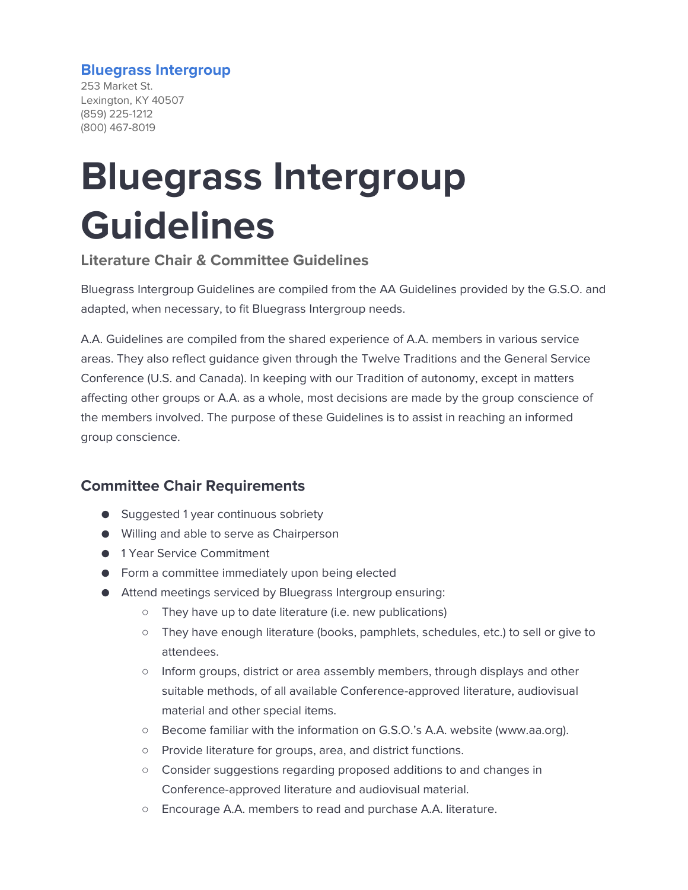**Bluegrass Intergroup**
253 Market St.
Lexington, KY 40507
(859) 225-1212
(800) 467-8019

# Bluegrass Intergroup Guidelines

### Literature Chair & Committee Guidelines

Bluegrass Intergroup Guidelines are compiled from the AA Guidelines provided by the G.S.O. and adapted, when necessary, to fit Bluegrass Intergroup needs.

A.A. Guidelines are compiled from the shared experience of A.A. members in various service areas. They also reflect guidance given through the Twelve Traditions and the General Service Conference (U.S. and Canada). In keeping with our Tradition of autonomy, except in matters affecting other groups or A.A. as a whole, most decisions are made by the group conscience of the members involved. The purpose of these Guidelines is to assist in reaching an informed group conscience.

## Committee Chair Requirements

- Suggested 1 year continuous sobriety
- Willing and able to serve as Chairperson
- 1 Year Service Commitment
- Form a committee immediately upon being elected
- Attend meetings serviced by Bluegrass Intergroup ensuring:
    - They have up to date literature (i.e. new publications)
    - They have enough literature (books, pamphlets, schedules, etc.) to sell or give to attendees.
    - Inform groups, district or area assembly members, through displays and other suitable methods, of all available Conference-approved literature, audiovisual material and other special items.
    - Become familiar with the information on G.S.O.'s A.A. website (www.aa.org).
    - Provide literature for groups, area, and district functions.
    - Consider suggestions regarding proposed additions to and changes in Conference-approved literature and audiovisual material.
    - Encourage A.A. members to read and purchase A.A. literature.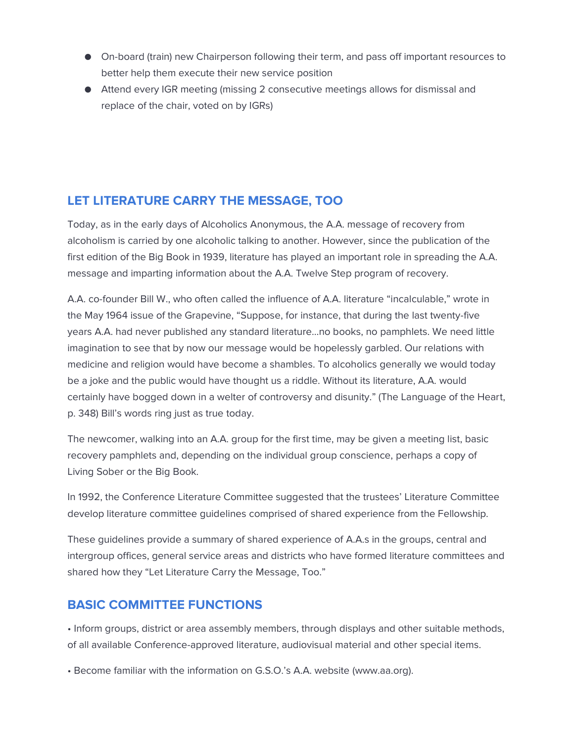- On-board (train) new Chairperson following their term, and pass off important resources to better help them execute their new service position
- Attend every IGR meeting (missing 2 consecutive meetings allows for dismissal and replace of the chair, voted on by IGRs)

## LET LITERATURE CARRY THE MESSAGE, TOO

Today, as in the early days of Alcoholics Anonymous, the A.A. message of recovery from alcoholism is carried by one alcoholic talking to another. However, since the publication of the first edition of the Big Book in 1939, literature has played an important role in spreading the A.A. message and imparting information about the A.A. Twelve Step program of recovery.

A.A. co-founder Bill W., who often called the influence of A.A. literature "incalculable," wrote in the May 1964 issue of the Grapevine, "Suppose, for instance, that during the last twenty-five years A.A. had never published any standard literature...no books, no pamphlets. We need little imagination to see that by now our message would be hopelessly garbled. Our relations with medicine and religion would have become a shambles. To alcoholics generally we would today be a joke and the public would have thought us a riddle. Without its literature, A.A. would certainly have bogged down in a welter of controversy and disunity." (The Language of the Heart, p. 348) Bill's words ring just as true today.

The newcomer, walking into an A.A. group for the first time, may be given a meeting list, basic recovery pamphlets and, depending on the individual group conscience, perhaps a copy of Living Sober or the Big Book.

In 1992, the Conference Literature Committee suggested that the trustees' Literature Committee develop literature committee guidelines comprised of shared experience from the Fellowship.

These guidelines provide a summary of shared experience of A.A.s in the groups, central and intergroup offices, general service areas and districts who have formed literature committees and shared how they "Let Literature Carry the Message, Too."

## BASIC COMMITTEE FUNCTIONS

• Inform groups, district or area assembly members, through displays and other suitable methods, of all available Conference-approved literature, audiovisual material and other special items.

• Become familiar with the information on G.S.O.'s A.A. website (www.aa.org).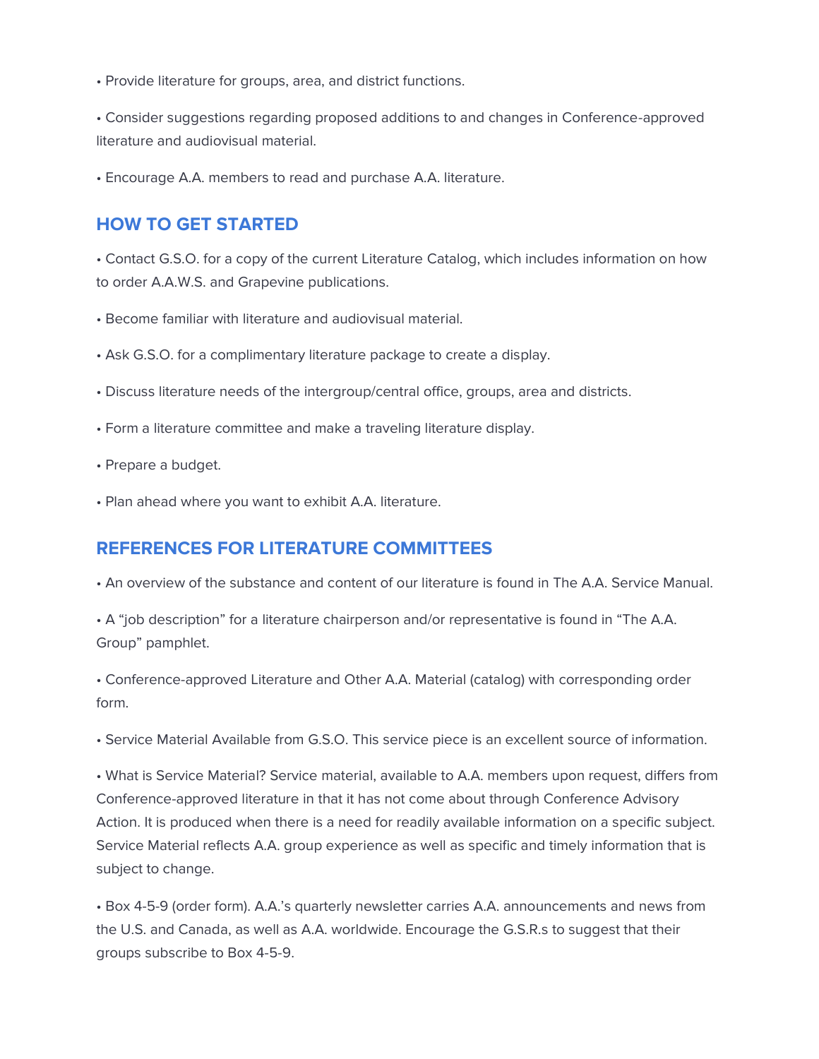• Provide literature for groups, area, and district functions.

• Consider suggestions regarding proposed additions to and changes in Conference-approved literature and audiovisual material.

• Encourage A.A. members to read and purchase A.A. literature.

## HOW TO GET STARTED

• Contact G.S.O. for a copy of the current Literature Catalog, which includes information on how to order A.A.W.S. and Grapevine publications.

• Become familiar with literature and audiovisual material.

• Ask G.S.O. for a complimentary literature package to create a display.

• Discuss literature needs of the intergroup/central office, groups, area and districts.

• Form a literature committee and make a traveling literature display.

• Prepare a budget.

• Plan ahead where you want to exhibit A.A. literature.

## REFERENCES FOR LITERATURE COMMITTEES

• An overview of the substance and content of our literature is found in The A.A. Service Manual.

• A "job description" for a literature chairperson and/or representative is found in "The A.A. Group" pamphlet.

• Conference-approved Literature and Other A.A. Material (catalog) with corresponding order form.

• Service Material Available from G.S.O. This service piece is an excellent source of information.

• What is Service Material? Service material, available to A.A. members upon request, differs from Conference-approved literature in that it has not come about through Conference Advisory Action. It is produced when there is a need for readily available information on a specific subject. Service Material reflects A.A. group experience as well as specific and timely information that is subject to change.

• Box 4-5-9 (order form). A.A.'s quarterly newsletter carries A.A. announcements and news from the U.S. and Canada, as well as A.A. worldwide. Encourage the G.S.R.s to suggest that their groups subscribe to Box 4-5-9.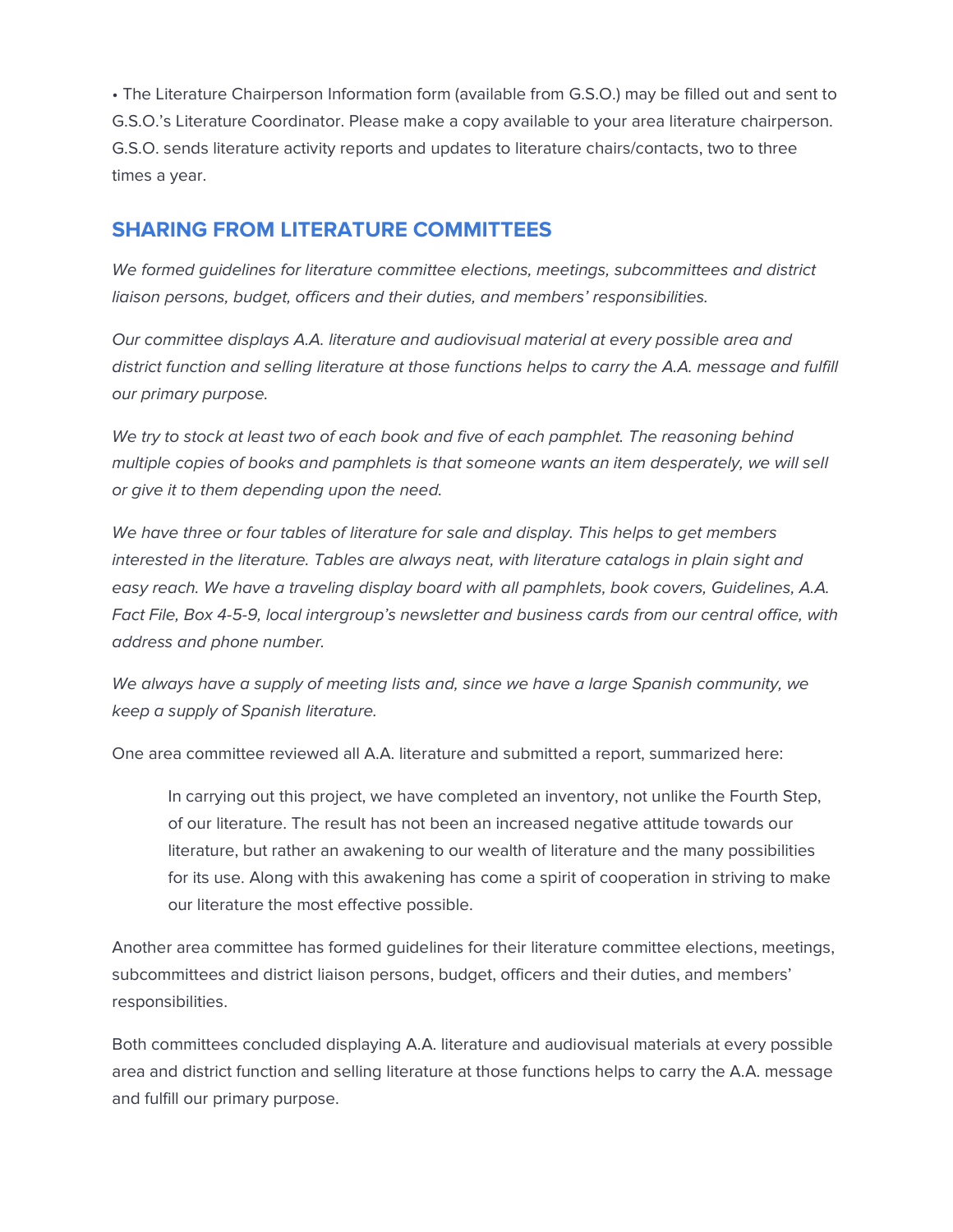• The Literature Chairperson Information form (available from G.S.O.) may be filled out and sent to G.S.O.'s Literature Coordinator. Please make a copy available to your area literature chairperson. G.S.O. sends literature activity reports and updates to literature chairs/contacts, two to three times a year.

## SHARING FROM LITERATURE COMMITTEES

*We formed guidelines for literature committee elections, meetings, subcommittees and district liaison persons, budget, officers and their duties, and members' responsibilities.*

*Our committee displays A.A. literature and audiovisual material at every possible area and district function and selling literature at those functions helps to carry the A.A. message and fulfill our primary purpose.*

*We try to stock at least two of each book and five of each pamphlet. The reasoning behind multiple copies of books and pamphlets is that someone wants an item desperately, we will sell or give it to them depending upon the need.*

*We have three or four tables of literature for sale and display. This helps to get members interested in the literature. Tables are always neat, with literature catalogs in plain sight and easy reach. We have a traveling display board with all pamphlets, book covers, Guidelines, A.A. Fact File, Box 4-5-9, local intergroup's newsletter and business cards from our central office, with address and phone number.*

*We always have a supply of meeting lists and, since we have a large Spanish community, we keep a supply of Spanish literature.*

One area committee reviewed all A.A. literature and submitted a report, summarized here:

> In carrying out this project, we have completed an inventory, not unlike the Fourth Step, of our literature. The result has not been an increased negative attitude towards our literature, but rather an awakening to our wealth of literature and the many possibilities for its use. Along with this awakening has come a spirit of cooperation in striving to make our literature the most effective possible.

Another area committee has formed guidelines for their literature committee elections, meetings, subcommittees and district liaison persons, budget, officers and their duties, and members' responsibilities.

Both committees concluded displaying A.A. literature and audiovisual materials at every possible area and district function and selling literature at those functions helps to carry the A.A. message and fulfill our primary purpose.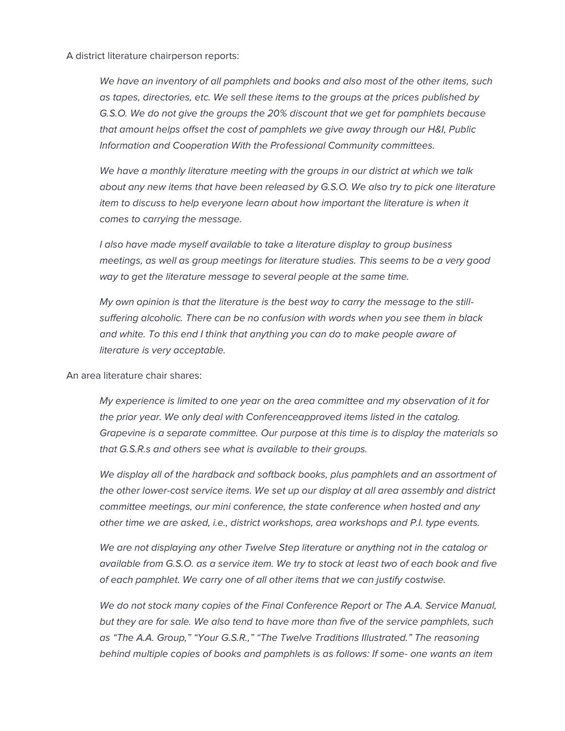A district literature chairperson reports:

> *We have an inventory of all pamphlets and books and also most of the other items, such as tapes, directories, etc. We sell these items to the groups at the prices published by G.S.O. We do not give the groups the 20% discount that we get for pamphlets because that amount helps offset the cost of pamphlets we give away through our H&I, Public Information and Cooperation With the Professional Community committees.*
>
> *We have a monthly literature meeting with the groups in our district at which we talk about any new items that have been released by G.S.O. We also try to pick one literature item to discuss to help everyone learn about how important the literature is when it comes to carrying the message.*
>
> *I also have made myself available to take a literature display to group business meetings, as well as group meetings for literature studies. This seems to be a very good way to get the literature message to several people at the same time.*
>
> *My own opinion is that the literature is the best way to carry the message to the still-suffering alcoholic. There can be no confusion with words when you see them in black and white. To this end I think that anything you can do to make people aware of literature is very acceptable.*

An area literature chair shares:

> *My experience is limited to one year on the area committee and my observation of it for the prior year. We only deal with Conferenceapproved items listed in the catalog. Grapevine is a separate committee. Our purpose at this time is to display the materials so that G.S.R.s and others see what is available to their groups.*
>
> *We display all of the hardback and softback books, plus pamphlets and an assortment of the other lower-cost service items. We set up our display at all area assembly and district committee meetings, our mini conference, the state conference when hosted and any other time we are asked, i.e., district workshops, area workshops and P.I. type events.*
>
> *We are not displaying any other Twelve Step literature or anything not in the catalog or available from G.S.O. as a service item. We try to stock at least two of each book and five of each pamphlet. We carry one of all other items that we can justify costwise.*
>
> *We do not stock many copies of the Final Conference Report or The A.A. Service Manual, but they are for sale. We also tend to have more than five of the service pamphlets, such as "The A.A. Group," "Your G.S.R.," "The Twelve Traditions Illustrated." The reasoning behind multiple copies of books and pamphlets is as follows: If some- one wants an item*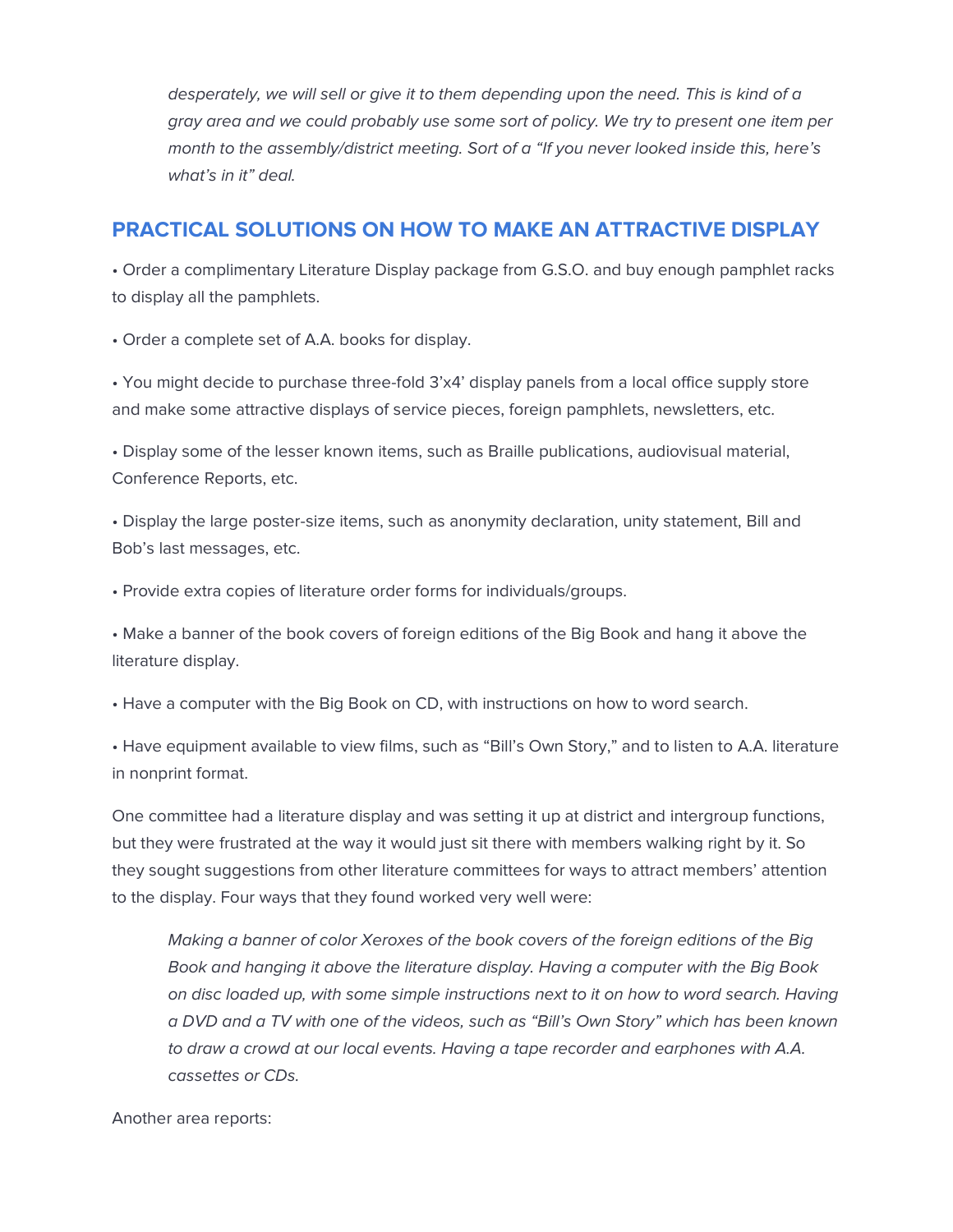*desperately, we will sell or give it to them depending upon the need. This is kind of a gray area and we could probably use some sort of policy. We try to present one item per month to the assembly/district meeting. Sort of a "If you never looked inside this, here's what's in it" deal.*

## PRACTICAL SOLUTIONS ON HOW TO MAKE AN ATTRACTIVE DISPLAY

• Order a complimentary Literature Display package from G.S.O. and buy enough pamphlet racks to display all the pamphlets.

• Order a complete set of A.A. books for display.

• You might decide to purchase three-fold 3'x4' display panels from a local office supply store and make some attractive displays of service pieces, foreign pamphlets, newsletters, etc.

• Display some of the lesser known items, such as Braille publications, audiovisual material, Conference Reports, etc.

• Display the large poster-size items, such as anonymity declaration, unity statement, Bill and Bob's last messages, etc.

• Provide extra copies of literature order forms for individuals/groups.

• Make a banner of the book covers of foreign editions of the Big Book and hang it above the literature display.

• Have a computer with the Big Book on CD, with instructions on how to word search.

• Have equipment available to view films, such as "Bill's Own Story," and to listen to A.A. literature in nonprint format.

One committee had a literature display and was setting it up at district and intergroup functions, but they were frustrated at the way it would just sit there with members walking right by it. So they sought suggestions from other literature committees for ways to attract members' attention to the display. Four ways that they found worked very well were:

> *Making a banner of color Xeroxes of the book covers of the foreign editions of the Big Book and hanging it above the literature display. Having a computer with the Big Book on disc loaded up, with some simple instructions next to it on how to word search. Having a DVD and a TV with one of the videos, such as "Bill's Own Story" which has been known to draw a crowd at our local events. Having a tape recorder and earphones with A.A. cassettes or CDs.*

Another area reports: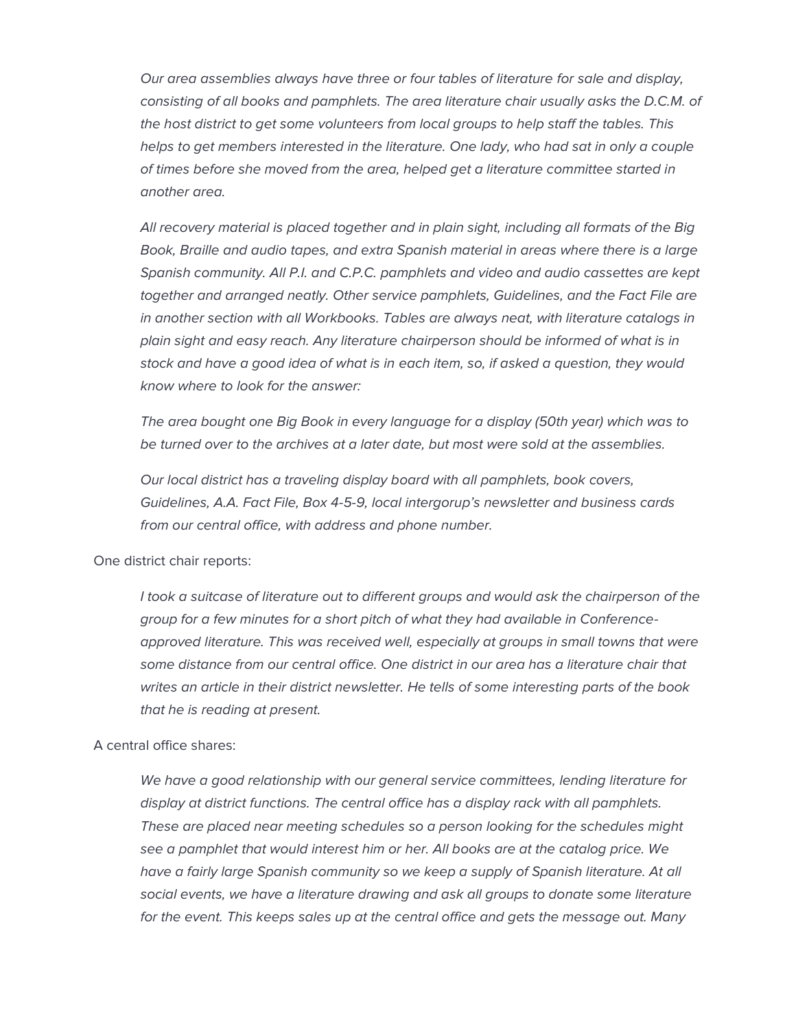> *Our area assemblies always have three or four tables of literature for sale and display, consisting of all books and pamphlets. The area literature chair usually asks the D.C.M. of the host district to get some volunteers from local groups to help staff the tables. This helps to get members interested in the literature. One lady, who had sat in only a couple of times before she moved from the area, helped get a literature committee started in another area.*
>
> *All recovery material is placed together and in plain sight, including all formats of the Big Book, Braille and audio tapes, and extra Spanish material in areas where there is a large Spanish community. All P.I. and C.P.C. pamphlets and video and audio cassettes are kept together and arranged neatly. Other service pamphlets, Guidelines, and the Fact File are in another section with all Workbooks. Tables are always neat, with literature catalogs in plain sight and easy reach. Any literature chairperson should be informed of what is in stock and have a good idea of what is in each item, so, if asked a question, they would know where to look for the answer:*
>
> *The area bought one Big Book in every language for a display (50th year) which was to be turned over to the archives at a later date, but most were sold at the assemblies.*
>
> *Our local district has a traveling display board with all pamphlets, book covers, Guidelines, A.A. Fact File, Box 4-5-9, local intergorup's newsletter and business cards from our central office, with address and phone number.*

One district chair reports:

> *I took a suitcase of literature out to different groups and would ask the chairperson of the group for a few minutes for a short pitch of what they had available in Conference-approved literature. This was received well, especially at groups in small towns that were some distance from our central office. One district in our area has a literature chair that writes an article in their district newsletter. He tells of some interesting parts of the book that he is reading at present.*

A central office shares:

> *We have a good relationship with our general service committees, lending literature for display at district functions. The central office has a display rack with all pamphlets. These are placed near meeting schedules so a person looking for the schedules might see a pamphlet that would interest him or her. All books are at the catalog price. We have a fairly large Spanish community so we keep a supply of Spanish literature. At all social events, we have a literature drawing and ask all groups to donate some literature for the event. This keeps sales up at the central office and gets the message out. Many*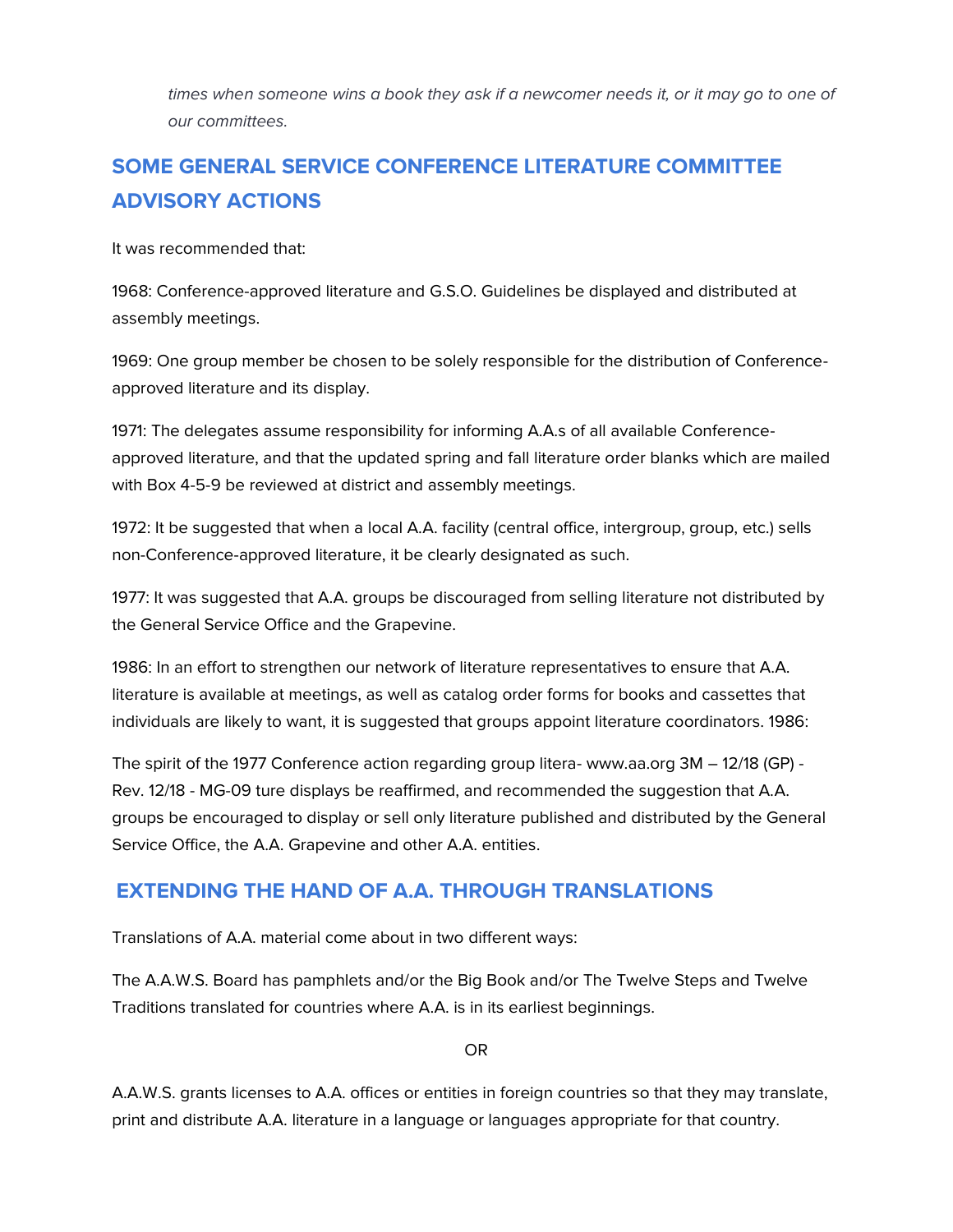*times when someone wins a book they ask if a newcomer needs it, or it may go to one of our committees.*

## SOME GENERAL SERVICE CONFERENCE LITERATURE COMMITTEE ADVISORY ACTIONS

It was recommended that:

1968: Conference-approved literature and G.S.O. Guidelines be displayed and distributed at assembly meetings.

1969: One group member be chosen to be solely responsible for the distribution of Conference-approved literature and its display.

1971: The delegates assume responsibility for informing A.A.s of all available Conference-approved literature, and that the updated spring and fall literature order blanks which are mailed with Box 4-5-9 be reviewed at district and assembly meetings.

1972: It be suggested that when a local A.A. facility (central office, intergroup, group, etc.) sells non-Conference-approved literature, it be clearly designated as such.

1977: It was suggested that A.A. groups be discouraged from selling literature not distributed by the General Service Office and the Grapevine.

1986: In an effort to strengthen our network of literature representatives to ensure that A.A. literature is available at meetings, as well as catalog order forms for books and cassettes that individuals are likely to want, it is suggested that groups appoint literature coordinators. 1986:

The spirit of the 1977 Conference action regarding group litera- www.aa.org 3M – 12/18 (GP) - Rev. 12/18 - MG-09 ture displays be reaffirmed, and recommended the suggestion that A.A. groups be encouraged to display or sell only literature published and distributed by the General Service Office, the A.A. Grapevine and other A.A. entities.

## EXTENDING THE HAND OF A.A. THROUGH TRANSLATIONS

Translations of A.A. material come about in two different ways:

The A.A.W.S. Board has pamphlets and/or the Big Book and/or The Twelve Steps and Twelve Traditions translated for countries where A.A. is in its earliest beginnings.

OR

A.A.W.S. grants licenses to A.A. offices or entities in foreign countries so that they may translate, print and distribute A.A. literature in a language or languages appropriate for that country.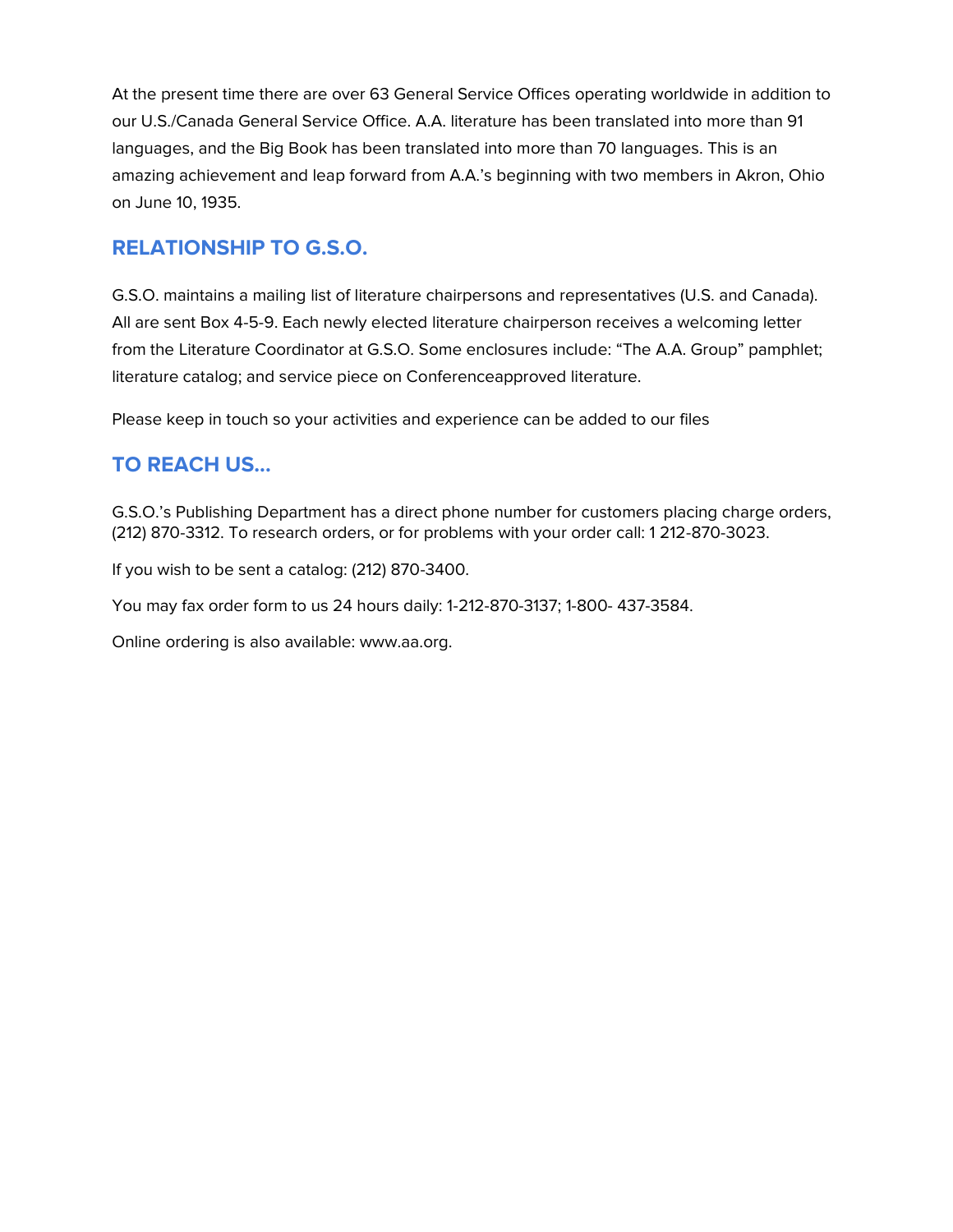At the present time there are over 63 General Service Offices operating worldwide in addition to our U.S./Canada General Service Office. A.A. literature has been translated into more than 91 languages, and the Big Book has been translated into more than 70 languages. This is an amazing achievement and leap forward from A.A.'s beginning with two members in Akron, Ohio on June 10, 1935.

## RELATIONSHIP TO G.S.O.

G.S.O. maintains a mailing list of literature chairpersons and representatives (U.S. and Canada). All are sent Box 4-5-9. Each newly elected literature chairperson receives a welcoming letter from the Literature Coordinator at G.S.O. Some enclosures include: "The A.A. Group" pamphlet; literature catalog; and service piece on Conferenceapproved literature.

Please keep in touch so your activities and experience can be added to our files

## TO REACH US...

G.S.O.'s Publishing Department has a direct phone number for customers placing charge orders, (212) 870-3312. To research orders, or for problems with your order call: 1 212-870-3023.

If you wish to be sent a catalog: (212) 870-3400.

You may fax order form to us 24 hours daily: 1-212-870-3137; 1-800- 437-3584.

Online ordering is also available: www.aa.org.